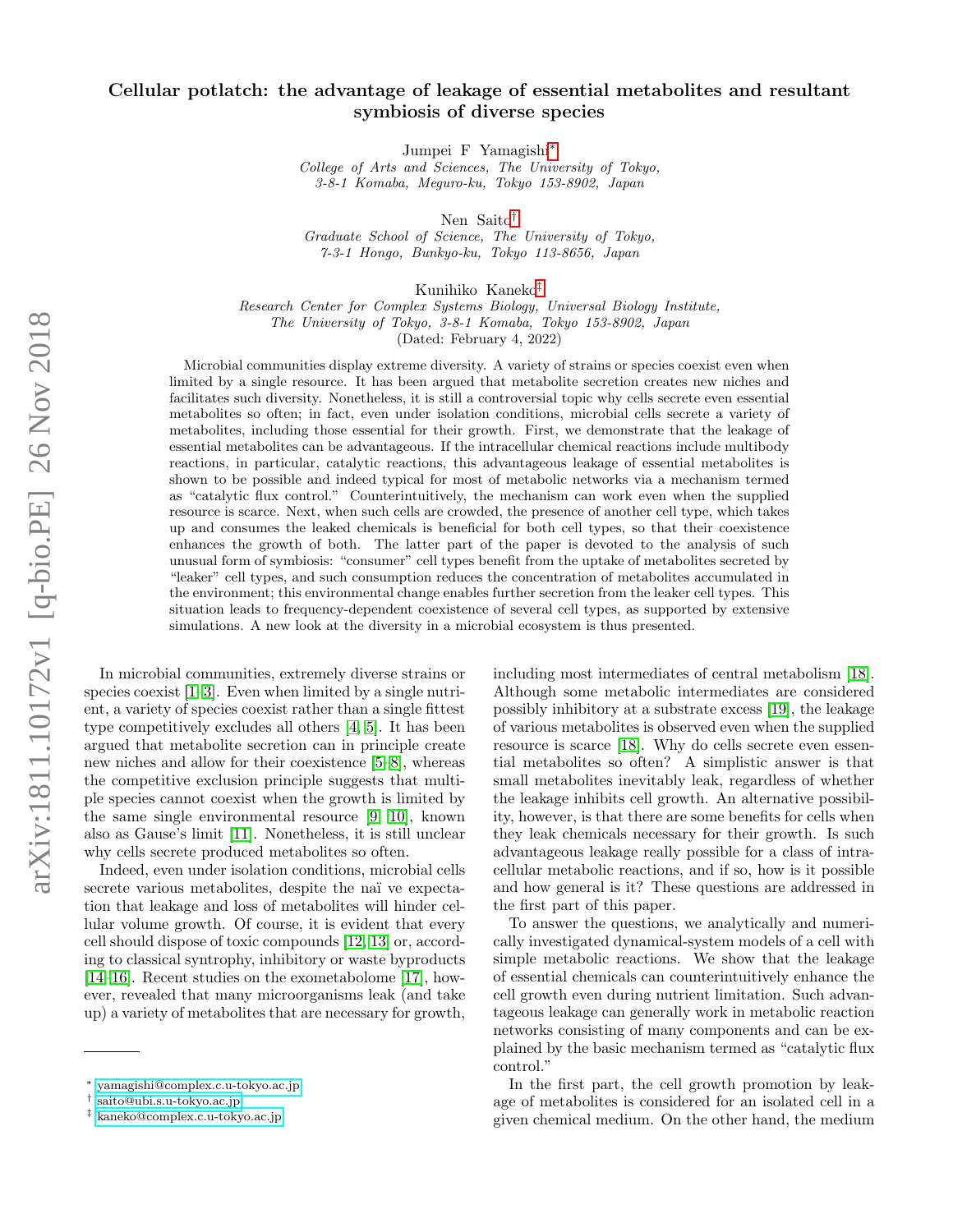# Cellular potlatch: the advantage of leakage of essential metabolites and resultant symbiosis of diverse species

Jumpei F Yamagishi*

*College of Arts and Sciences, The University of Tokyo, 3-8-1 Komaba, Meguro-ku, Tokyo 153-8902, Japan*

Nen Saito†

*Graduate School of Science, The University of Tokyo, 7-3-1 Hongo, Bunkyo-ku, Tokyo 113-8656, Japan*

Kunihiko Kaneko‡

*Research Center for Complex Systems Biology, Universal Biology Institute, The University of Tokyo, 3-8-1 Komaba, Tokyo 153-8902, Japan*

(Dated: February 4, 2022)

Microbial communities display extreme diversity. A variety of strains or species coexist even when limited by a single resource. It has been argued that metabolite secretion creates new niches and facilitates such diversity. Nonetheless, it is still a controversial topic why cells secrete even essential metabolites so often; in fact, even under isolation conditions, microbial cells secrete a variety of metabolites, including those essential for their growth. First, we demonstrate that the leakage of essential metabolites can be advantageous. If the intracellular chemical reactions include multibody reactions, in particular, catalytic reactions, this advantageous leakage of essential metabolites is shown to be possible and indeed typical for most of metabolic networks via a mechanism termed as "catalytic flux control." Counterintuitively, the mechanism can work even when the supplied resource is scarce. Next, when such cells are crowded, the presence of another cell type, which takes up and consumes the leaked chemicals is beneficial for both cell types, so that their coexistence enhances the growth of both. The latter part of the paper is devoted to the analysis of such unusual form of symbiosis: "consumer" cell types benefit from the uptake of metabolites secreted by "leaker" cell types, and such consumption reduces the concentration of metabolites accumulated in the environment; this environmental change enables further secretion from the leaker cell types. This situation leads to frequency-dependent coexistence of several cell types, as supported by extensive simulations. A new look at the diversity in a microbial ecosystem is thus presented.

In microbial communities, extremely diverse strains or species coexist [1–3]. Even when limited by a single nutrient, a variety of species coexist rather than a single fittest type competitively excludes all others [4, 5]. It has been argued that metabolite secretion can in principle create new niches and allow for their coexistence [5–8], whereas the competitive exclusion principle suggests that multiple species cannot coexist when the growth is limited by the same single environmental resource [9, 10], known also as Gause's limit [11]. Nonetheless, it is still unclear why cells secrete produced metabolites so often.

Indeed, even under isolation conditions, microbial cells secrete various metabolites, despite the naï ve expectation that leakage and loss of metabolites will hinder cellular volume growth. Of course, it is evident that every cell should dispose of toxic compounds [12, 13] or, according to classical syntrophy, inhibitory or waste byproducts [14–16]. Recent studies on the exometabolome [17], however, revealed that many microorganisms leak (and take up) a variety of metabolites that are necessary for growth, including most intermediates of central metabolism [18]. Although some metabolic intermediates are considered possibly inhibitory at a substrate excess [19], the leakage of various metabolites is observed even when the supplied resource is scarce [18]. Why do cells secrete even essential metabolites so often? A simplistic answer is that small metabolites inevitably leak, regardless of whether the leakage inhibits cell growth. An alternative possibility, however, is that there are some benefits for cells when they leak chemicals necessary for their growth. Is such advantageous leakage really possible for a class of intracellular metabolic reactions, and if so, how is it possible and how general is it? These questions are addressed in the first part of this paper.

To answer the questions, we analytically and numerically investigated dynamical-system models of a cell with simple metabolic reactions. We show that the leakage of essential chemicals can counterintuitively enhance the cell growth even during nutrient limitation. Such advantageous leakage can generally work in metabolic reaction networks consisting of many components and can be explained by the basic mechanism termed as "catalytic flux control."

In the first part, the cell growth promotion by leakage of metabolites is considered for an isolated cell in a given chemical medium. On the other hand, the medium

---

* yamagishi@complex.c.u-tokyo.ac.jp
† saito@ubi.s.u-tokyo.ac.jp
‡ kaneko@complex.c.u-tokyo.ac.jp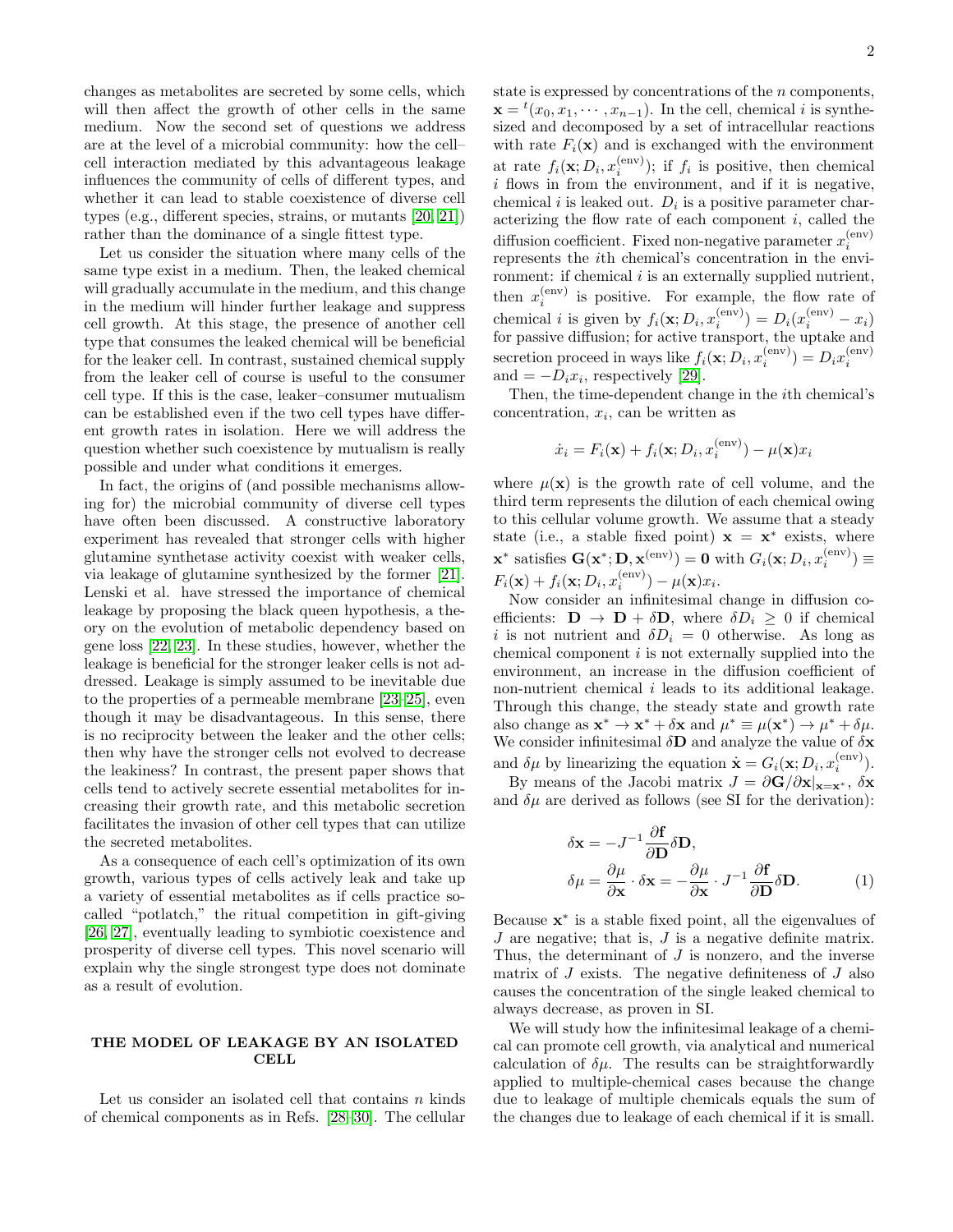changes as metabolites are secreted by some cells, which will then affect the growth of other cells in the same medium. Now the second set of questions we address are at the level of a microbial community: how the cell–cell interaction mediated by this advantageous leakage influences the community of cells of different types, and whether it can lead to stable coexistence of diverse cell types (e.g., different species, strains, or mutants [20, 21]) rather than the dominance of a single fittest type.

Let us consider the situation where many cells of the same type exist in a medium. Then, the leaked chemical will gradually accumulate in the medium, and this change in the medium will hinder further leakage and suppress cell growth. At this stage, the presence of another cell type that consumes the leaked chemical will be beneficial for the leaker cell. In contrast, sustained chemical supply from the leaker cell of course is useful to the consumer cell type. If this is the case, leaker–consumer mutualism can be established even if the two cell types have different growth rates in isolation. Here we will address the question whether such coexistence by mutualism is really possible and under what conditions it emerges.

In fact, the origins of (and possible mechanisms allowing for) the microbial community of diverse cell types have often been discussed. A constructive laboratory experiment has revealed that stronger cells with higher glutamine synthetase activity coexist with weaker cells, via leakage of glutamine synthesized by the former [21]. Lenski et al. have stressed the importance of chemical leakage by proposing the black queen hypothesis, a theory on the evolution of metabolic dependency based on gene loss [22, 23]. In these studies, however, whether the leakage is beneficial for the stronger leaker cells is not addressed. Leakage is simply assumed to be inevitable due to the properties of a permeable membrane [23–25], even though it may be disadvantageous. In this sense, there is no reciprocity between the leaker and the other cells; then why have the stronger cells not evolved to decrease the leakiness? In contrast, the present paper shows that cells tend to actively secrete essential metabolites for increasing their growth rate, and this metabolic secretion facilitates the invasion of other cell types that can utilize the secreted metabolites.

As a consequence of each cell's optimization of its own growth, various types of cells actively leak and take up a variety of essential metabolites as if cells practice so-called "potlatch," the ritual competition in gift-giving [26, 27], eventually leading to symbiotic coexistence and prosperity of diverse cell types. This novel scenario will explain why the single strongest type does not dominate as a result of evolution.

## THE MODEL OF LEAKAGE BY AN ISOLATED CELL

Let us consider an isolated cell that contains $n$ kinds of chemical components as in Refs. [28–30]. The cellular state is expressed by concentrations of the $n$ components, $\mathbf{x} = {}^t(x_0, x_1, \cdots, x_{n-1})$. In the cell, chemical $i$ is synthesized and decomposed by a set of intracellular reactions with rate $F_i(\mathbf{x})$ and is exchanged with the environment at rate $f_i(\mathbf{x}; D_i, x_i^{(\mathrm{env})})$; if $f_i$ is positive, then chemical $i$ flows in from the environment, and if it is negative, chemical $i$ is leaked out. $D_i$ is a positive parameter characterizing the flow rate of each component $i$, called the diffusion coefficient. Fixed non-negative parameter $x_i^{(\mathrm{env})}$ represents the $i$th chemical's concentration in the environment: if chemical $i$ is an externally supplied nutrient, then $x_i^{(\mathrm{env})}$ is positive. For example, the flow rate of chemical $i$ is given by $f_i(\mathbf{x}; D_i, x_i^{(\mathrm{env})}) = D_i(x_i^{(\mathrm{env})} - x_i)$ for passive diffusion; for active transport, the uptake and secretion proceed in ways like $f_i(\mathbf{x}; D_i, x_i^{(\mathrm{env})}) = D_i x_i^{(\mathrm{env})}$ and $= -D_i x_i$, respectively [29].

Then, the time-dependent change in the $i$th chemical's concentration, $x_i$, can be written as

$$\dot{x}_i = F_i(\mathbf{x}) + f_i(\mathbf{x}; D_i, x_i^{(\mathrm{env})}) - \mu(\mathbf{x})x_i$$

where $\mu(\mathbf{x})$ is the growth rate of cell volume, and the third term represents the dilution of each chemical owing to this cellular volume growth. We assume that a steady state (i.e., a stable fixed point) $\mathbf{x} = \mathbf{x}^*$ exists, where $\mathbf{x}^*$ satisfies $\mathbf{G}(\mathbf{x}^*; \mathbf{D}, \mathbf{x}^{(\mathrm{env})}) = \mathbf{0}$ with $G_i(\mathbf{x}; D_i, x_i^{(\mathrm{env})}) \equiv F_i(\mathbf{x}) + f_i(\mathbf{x}; D_i, x_i^{(\mathrm{env})}) - \mu(\mathbf{x})x_i$.

Now consider an infinitesimal change in diffusion coefficients: $\mathbf{D} \to \mathbf{D} + \delta\mathbf{D}$, where $\delta D_i \geq 0$ if chemical $i$ is not nutrient and $\delta D_i = 0$ otherwise. As long as chemical component $i$ is not externally supplied into the environment, an increase in the diffusion coefficient of non-nutrient chemical $i$ leads to its additional leakage. Through this change, the steady state and growth rate also change as $\mathbf{x}^* \to \mathbf{x}^* + \delta\mathbf{x}$ and $\mu^* \equiv \mu(\mathbf{x}^*) \to \mu^* + \delta\mu$. We consider infinitesimal $\delta\mathbf{D}$ and analyze the value of $\delta\mathbf{x}$ and $\delta\mu$ by linearizing the equation $\dot{\mathbf{x}} = G_i(\mathbf{x}; D_i, x_i^{(\mathrm{env})})$.

By means of the Jacobi matrix $J = \partial\mathbf{G}/\partial\mathbf{x}|_{\mathbf{x}=\mathbf{x}^*}$, $\delta\mathbf{x}$ and $\delta\mu$ are derived as follows (see SI for the derivation):

$$\begin{aligned}
\delta\mathbf{x} &= -J^{-1}\frac{\partial\mathbf{f}}{\partial\mathbf{D}}\delta\mathbf{D}, \\
\delta\mu &= \frac{\partial\mu}{\partial\mathbf{x}} \cdot \delta\mathbf{x} = -\frac{\partial\mu}{\partial\mathbf{x}} \cdot J^{-1}\frac{\partial\mathbf{f}}{\partial\mathbf{D}}\delta\mathbf{D}.
\end{aligned} \tag{1}$$

Because $\mathbf{x}^*$ is a stable fixed point, all the eigenvalues of $J$ are negative; that is, $J$ is a negative definite matrix. Thus, the determinant of $J$ is nonzero, and the inverse matrix of $J$ exists. The negative definiteness of $J$ also causes the concentration of the single leaked chemical to always decrease, as proven in SI.

We will study how the infinitesimal leakage of a chemical can promote cell growth, via analytical and numerical calculation of $\delta\mu$. The results can be straightforwardly applied to multiple-chemical cases because the change due to leakage of multiple chemicals equals the sum of the changes due to leakage of each chemical if it is small.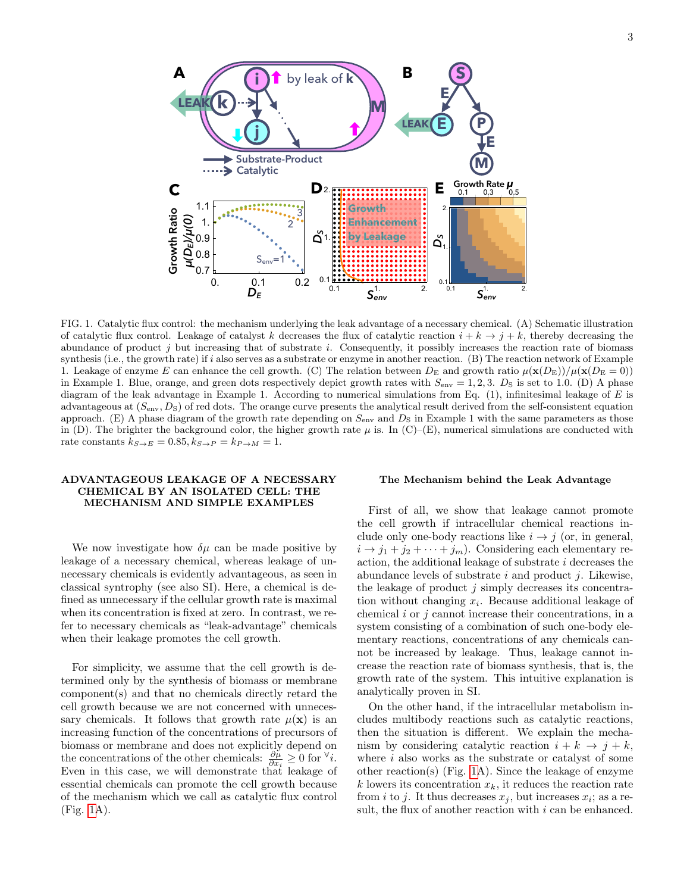FIG. 1. Catalytic flux control: the mechanism underlying the leak advantage of a necessary chemical. (A) Schematic illustration of catalytic flux control. Leakage of catalyst $k$ decreases the flux of catalytic reaction $i + k \to j + k$, thereby decreasing the abundance of product $j$ but increasing that of substrate $i$. Consequently, it possibly increases the reaction rate of biomass synthesis (i.e., the growth rate) if $i$ also serves as a substrate or enzyme in another reaction. (B) The reaction network of Example 1. Leakage of enzyme $E$ can enhance the cell growth. (C) The relation between $D_{\rm E}$ and growth ratio $\mu(\mathbf{x}(D_{\rm E}))/\mu(\mathbf{x}(D_{\rm E}=0))$ in Example 1. Blue, orange, and green dots respectively depict growth rates with $S_{\rm env} = 1, 2, 3$. $D_{\rm S}$ is set to 1.0. (D) A phase diagram of the leak advantage in Example 1. According to numerical simulations from Eq. (1), infinitesimal leakage of $E$ is advantageous at $(S_{\rm env}, D_{\rm S})$ of red dots. The orange curve presents the analytical result derived from the self-consistent equation approach. (E) A phase diagram of the growth rate depending on $S_{\rm env}$ and $D_{\rm S}$ in Example 1 with the same parameters as those in (D). The brighter the background color, the higher growth rate $\mu$ is. In (C)–(E), numerical simulations are conducted with rate constants $k_{S\to E} = 0.85, k_{S\to P} = k_{P\to M} = 1$.

## ADVANTAGEOUS LEAKAGE OF A NECESSARY CHEMICAL BY AN ISOLATED CELL: THE MECHANISM AND SIMPLE EXAMPLES

We now investigate how $\delta\mu$ can be made positive by leakage of a necessary chemical, whereas leakage of unnecessary chemicals is evidently advantageous, as seen in classical syntrophy (see also SI). Here, a chemical is defined as unnecessary if the cellular growth rate is maximal when its concentration is fixed at zero. In contrast, we refer to necessary chemicals as "leak-advantage" chemicals when their leakage promotes the cell growth.

For simplicity, we assume that the cell growth is determined only by the synthesis of biomass or membrane component(s) and that no chemicals directly retard the cell growth because we are not concerned with unnecessary chemicals. It follows that growth rate $\mu(\mathbf{x})$ is an increasing function of the concentrations of precursors of biomass or membrane and does not explicitly depend on the concentrations of the other chemicals: $\frac{\partial \mu}{\partial x_i} \geq 0$ for $^\forall i$. Even in this case, we will demonstrate that leakage of essential chemicals can promote the cell growth because of the mechanism which we call as catalytic flux control (Fig. 1A).

### The Mechanism behind the Leak Advantage

First of all, we show that leakage cannot promote the cell growth if intracellular chemical reactions include only one-body reactions like $i \to j$ (or, in general, $i \to j_1 + j_2 + \cdots + j_m$). Considering each elementary reaction, the additional leakage of substrate $i$ decreases the abundance levels of substrate $i$ and product $j$. Likewise, the leakage of product $j$ simply decreases its concentration without changing $x_i$. Because additional leakage of chemical $i$ or $j$ cannot increase their concentrations, in a system consisting of a combination of such one-body elementary reactions, concentrations of any chemicals cannot be increased by leakage. Thus, leakage cannot increase the reaction rate of biomass synthesis, that is, the growth rate of the system. This intuitive explanation is analytically proven in SI.

On the other hand, if the intracellular metabolism includes multibody reactions such as catalytic reactions, then the situation is different. We explain the mechanism by considering catalytic reaction $i + k \to j + k$, where $i$ also works as the substrate or catalyst of some other reaction(s) (Fig. 1A). Since the leakage of enzyme $k$ lowers its concentration $x_k$, it reduces the reaction rate from $i$ to $j$. It thus decreases $x_j$, but increases $x_i$; as a result, the flux of another reaction with $i$ can be enhanced.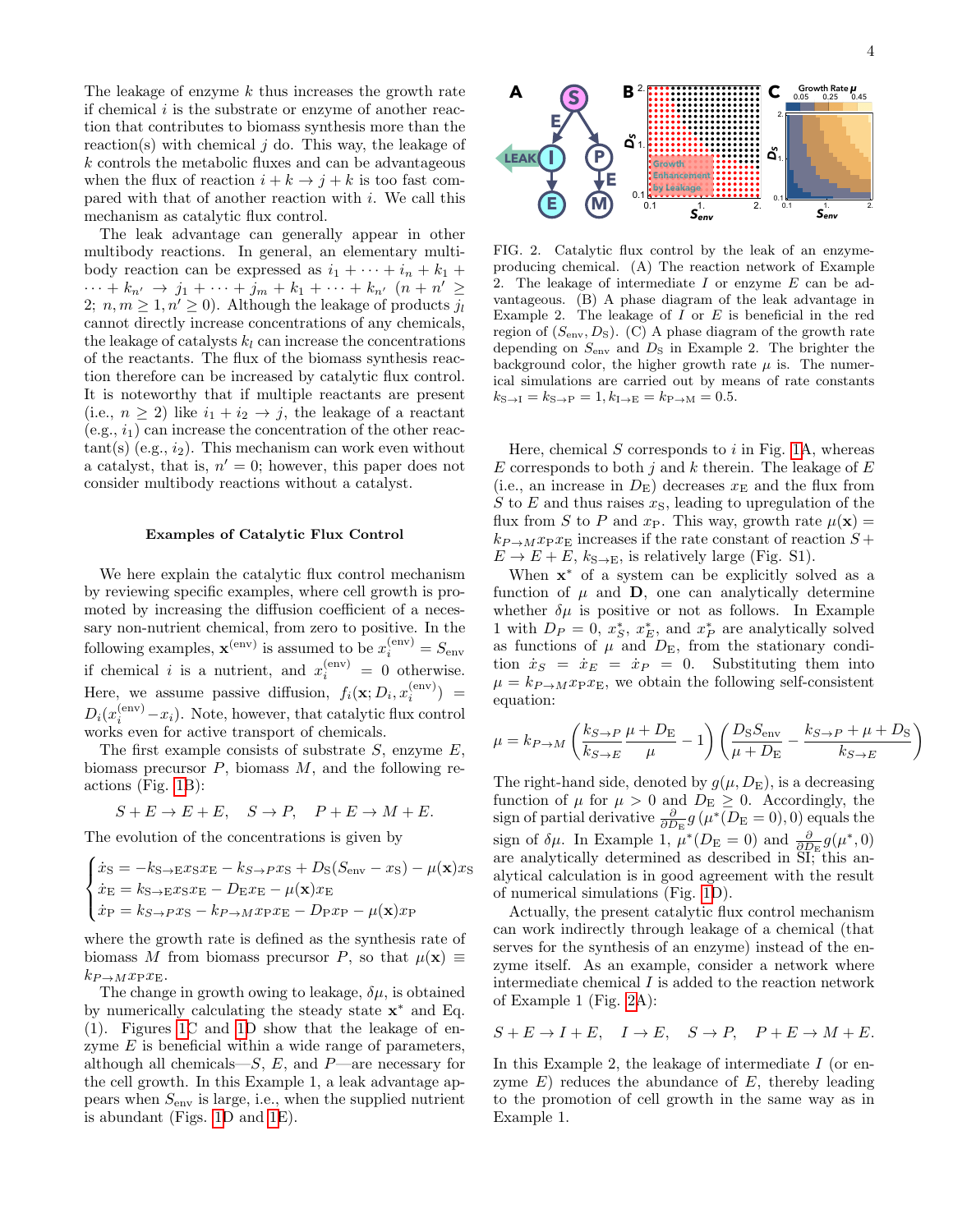The leakage of enzyme $k$ thus increases the growth rate if chemical $i$ is the substrate or enzyme of another reaction that contributes to biomass synthesis more than the reaction(s) with chemical $j$ do. This way, the leakage of $k$ controls the metabolic fluxes and can be advantageous when the flux of reaction $i + k \to j + k$ is too fast compared with that of another reaction with $i$. We call this mechanism as catalytic flux control.

The leak advantage can generally appear in other multibody reactions. In general, an elementary multibody reaction can be expressed as $i_1 + \cdots + i_n + k_1 + \cdots + k_{n'} \to j_1 + \cdots + j_m + k_1 + \cdots + k_{n'}$ ($n + n' \geq 2$; $n, m \geq 1, n' \geq 0$). Although the leakage of products $j_l$ cannot directly increase concentrations of any chemicals, the leakage of catalysts $k_l$ can increase the concentrations of the reactants. The flux of the biomass synthesis reaction therefore can be increased by catalytic flux control. It is noteworthy that if multiple reactants are present (i.e., $n \geq 2$) like $i_1 + i_2 \to j$, the leakage of a reactant (e.g., $i_1$) can increase the concentration of the other reactant(s) (e.g., $i_2$). This mechanism can work even without a catalyst, that is, $n' = 0$; however, this paper does not consider multibody reactions without a catalyst.

### Examples of Catalytic Flux Control

We here explain the catalytic flux control mechanism by reviewing specific examples, where cell growth is promoted by increasing the diffusion coefficient of a necessary non-nutrient chemical, from zero to positive. In the following examples, $\mathbf{x}^{(\mathrm{env})}$ is assumed to be $x_i^{(\mathrm{env})} = S_{\mathrm{env}}$ if chemical $i$ is a nutrient, and $x_i^{(\mathrm{env})} = 0$ otherwise. Here, we assume passive diffusion, $f_i(\mathbf{x}; D_i, x_i^{(\mathrm{env})}) = D_i(x_i^{(\mathrm{env})} - x_i)$. Note, however, that catalytic flux control works even for active transport of chemicals.

The first example consists of substrate $S$, enzyme $E$, biomass precursor $P$, biomass $M$, and the following reactions (Fig. 1B):

$$S + E \to E + E, \quad S \to P, \quad P + E \to M + E.$$

The evolution of the concentrations is given by

$$\begin{cases} \dot{x}_{\mathrm{S}} = -k_{\mathrm{S}\to\mathrm{E}} x_{\mathrm{S}} x_{\mathrm{E}} - k_{S\to P} x_{\mathrm{S}} + D_{\mathrm{S}}(S_{\mathrm{env}} - x_{\mathrm{S}}) - \mu(\mathbf{x}) x_{\mathrm{S}} \\ \dot{x}_{\mathrm{E}} = k_{\mathrm{S}\to\mathrm{E}} x_{\mathrm{S}} x_{\mathrm{E}} - D_{\mathrm{E}} x_{\mathrm{E}} - \mu(\mathbf{x}) x_{\mathrm{E}} \\ \dot{x}_{\mathrm{P}} = k_{S\to P} x_{\mathrm{S}} - k_{P\to M} x_{\mathrm{P}} x_{\mathrm{E}} - D_{\mathrm{P}} x_{\mathrm{P}} - \mu(\mathbf{x}) x_{\mathrm{P}} \end{cases}$$

where the growth rate is defined as the synthesis rate of biomass $M$ from biomass precursor $P$, so that $\mu(\mathbf{x}) \equiv k_{P\to M} x_{\mathrm{P}} x_{\mathrm{E}}$.

The change in growth owing to leakage, $\delta\mu$, is obtained by numerically calculating the steady state $\mathbf{x}^*$ and Eq. (1). Figures 1C and 1D show that the leakage of enzyme $E$ is beneficial within a wide range of parameters, although all chemicals—$S$, $E$, and $P$—are necessary for the cell growth. In this Example 1, a leak advantage appears when $S_{\mathrm{env}}$ is large, i.e., when the supplied nutrient is abundant (Figs. 1D and 1E).

FIG. 2. Catalytic flux control by the leak of an enzyme-producing chemical. (A) The reaction network of Example 2. The leakage of intermediate $I$ or enzyme $E$ can be advantageous. (B) A phase diagram of the leak advantage in Example 2. The leakage of $I$ or $E$ is beneficial in the red region of $(S_{\mathrm{env}}, D_{\mathrm{S}})$. (C) A phase diagram of the growth rate depending on $S_{\mathrm{env}}$ and $D_{\mathrm{S}}$ in Example 2. The brighter the background color, the higher growth rate $\mu$ is. The numerical simulations are carried out by means of rate constants $k_{\mathrm{S}\to\mathrm{I}} = k_{\mathrm{S}\to\mathrm{P}} = 1, k_{\mathrm{I}\to\mathrm{E}} = k_{\mathrm{P}\to\mathrm{M}} = 0.5$.

Here, chemical $S$ corresponds to $i$ in Fig. 1A, whereas $E$ corresponds to both $j$ and $k$ therein. The leakage of $E$ (i.e., an increase in $D_{\mathrm{E}}$) decreases $x_{\mathrm{E}}$ and the flux from $S$ to $E$ and thus raises $x_{\mathrm{S}}$, leading to upregulation of the flux from $S$ to $P$ and $x_{\mathrm{P}}$. This way, growth rate $\mu(\mathbf{x}) = k_{P\to M} x_{\mathrm{P}} x_{\mathrm{E}}$ increases if the rate constant of reaction $S + E \to E + E$, $k_{\mathrm{S}\to\mathrm{E}}$, is relatively large (Fig. S1).

When $\mathbf{x}^*$ of a system can be explicitly solved as a function of $\mu$ and $\mathbf{D}$, one can analytically determine whether $\delta\mu$ is positive or not as follows. In Example 1 with $D_P = 0$, $x_S^*$, $x_E^*$, and $x_P^*$ are analytically solved as functions of $\mu$ and $D_{\mathrm{E}}$, from the stationary condition $\dot{x}_S = \dot{x}_E = \dot{x}_P = 0$. Substituting them into $\mu = k_{P\to M} x_{\mathrm{P}} x_{\mathrm{E}}$, we obtain the following self-consistent equation:

$$\mu = k_{P\to M} \left( \frac{k_{S\to P}}{k_{S\to E}} \frac{\mu + D_{\mathrm{E}}}{\mu} - 1 \right) \left( \frac{D_{\mathrm{S}} S_{\mathrm{env}}}{\mu + D_{\mathrm{E}}} - \frac{k_{S\to P} + \mu + D_{\mathrm{S}}}{k_{S\to E}} \right)$$

The right-hand side, denoted by $g(\mu, D_{\mathrm{E}})$, is a decreasing function of $\mu$ for $\mu > 0$ and $D_{\mathrm{E}} \geq 0$. Accordingly, the sign of partial derivative $\frac{\partial}{\partial D_{\mathrm{E}}} g(\mu^*(D_{\mathrm{E}} = 0), 0)$ equals the sign of $\delta\mu$. In Example 1, $\mu^*(D_{\mathrm{E}} = 0)$ and $\frac{\partial}{\partial D_{\mathrm{E}}} g(\mu^*, 0)$ are analytically determined as described in SI; this analytical calculation is in good agreement with the result of numerical simulations (Fig. 1D).

Actually, the present catalytic flux control mechanism can work indirectly through leakage of a chemical (that serves for the synthesis of an enzyme) instead of the enzyme itself. As an example, consider a network where intermediate chemical $I$ is added to the reaction network of Example 1 (Fig. 2A):

$$S + E \to I + E, \quad I \to E, \quad S \to P, \quad P + E \to M + E.$$

In this Example 2, the leakage of intermediate $I$ (or enzyme $E$) reduces the abundance of $E$, thereby leading to the promotion of cell growth in the same way as in Example 1.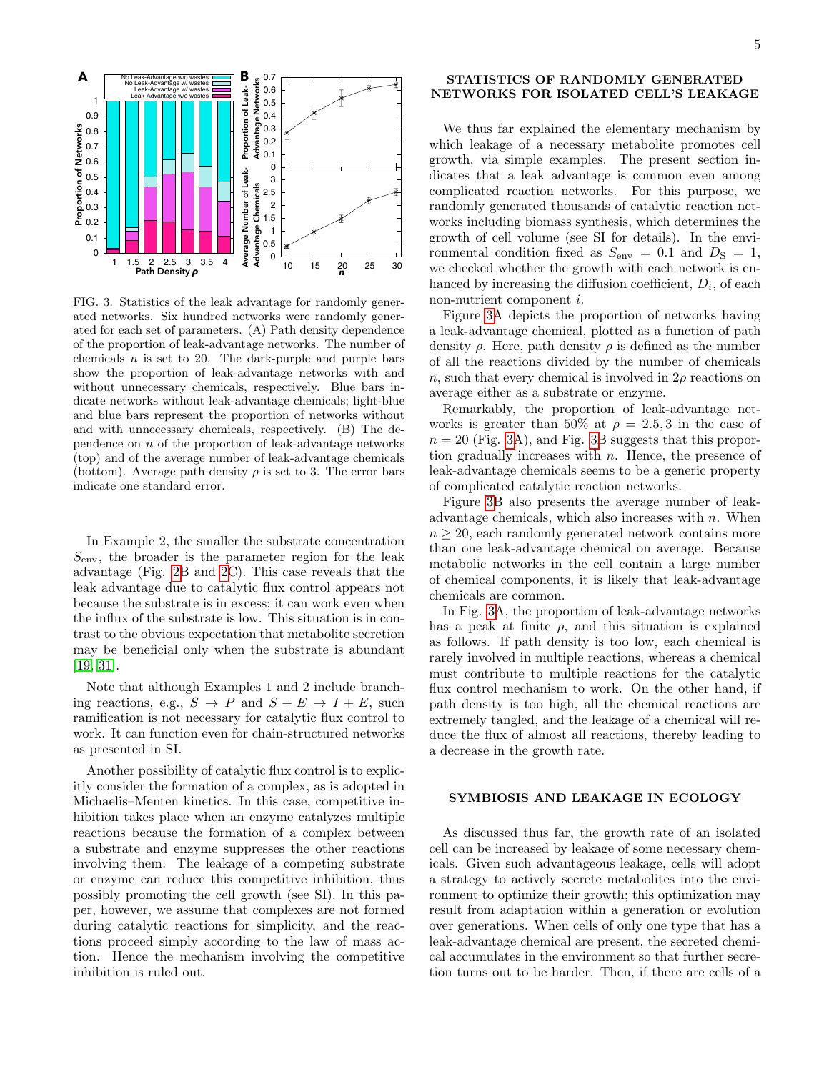FIG. 3. Statistics of the leak advantage for randomly generated networks. Six hundred networks were randomly generated for each set of parameters. (A) Path density dependence of the proportion of leak-advantage networks. The number of chemicals $n$ is set to 20. The dark-purple and purple bars show the proportion of leak-advantage networks with and without unnecessary chemicals, respectively. Blue bars indicate networks without leak-advantage chemicals; light-blue and blue bars represent the proportion of networks without and with unnecessary chemicals, respectively. (B) The dependence on $n$ of the proportion of leak-advantage networks (top) and of the average number of leak-advantage chemicals (bottom). Average path density $\rho$ is set to 3. The error bars indicate one standard error.

In Example 2, the smaller the substrate concentration $S_{\rm env}$, the broader is the parameter region for the leak advantage (Fig. 2B and 2C). This case reveals that the leak advantage due to catalytic flux control appears not because the substrate is in excess; it can work even when the influx of the substrate is low. This situation is in contrast to the obvious expectation that metabolite secretion may be beneficial only when the substrate is abundant [19, 31].

Note that although Examples 1 and 2 include branching reactions, e.g., $S \rightarrow P$ and $S + E \rightarrow I + E$, such ramification is not necessary for catalytic flux control to work. It can function even for chain-structured networks as presented in SI.

Another possibility of catalytic flux control is to explicitly consider the formation of a complex, as is adopted in Michaelis–Menten kinetics. In this case, competitive inhibition takes place when an enzyme catalyzes multiple reactions because the formation of a complex between a substrate and enzyme suppresses the other reactions involving them. The leakage of a competing substrate or enzyme can reduce this competitive inhibition, thus possibly promoting the cell growth (see SI). In this paper, however, we assume that complexes are not formed during catalytic reactions for simplicity, and the reactions proceed simply according to the law of mass action. Hence the mechanism involving the competitive inhibition is ruled out.

## STATISTICS OF RANDOMLY GENERATED NETWORKS FOR ISOLATED CELL'S LEAKAGE

We thus far explained the elementary mechanism by which leakage of a necessary metabolite promotes cell growth, via simple examples. The present section indicates that a leak advantage is common even among complicated reaction networks. For this purpose, we randomly generated thousands of catalytic reaction networks including biomass synthesis, which determines the growth of cell volume (see SI for details). In the environmental condition fixed as $S_{\rm env} = 0.1$ and $D_{\rm S} = 1$, we checked whether the growth with each network is enhanced by increasing the diffusion coefficient, $D_i$, of each non-nutrient component $i$.

Figure 3A depicts the proportion of networks having a leak-advantage chemical, plotted as a function of path density $\rho$. Here, path density $\rho$ is defined as the number of all the reactions divided by the number of chemicals $n$, such that every chemical is involved in $2\rho$ reactions on average either as a substrate or enzyme.

Remarkably, the proportion of leak-advantage networks is greater than 50% at $\rho = 2.5, 3$ in the case of $n = 20$ (Fig. 3A), and Fig. 3B suggests that this proportion gradually increases with $n$. Hence, the presence of leak-advantage chemicals seems to be a generic property of complicated catalytic reaction networks.

Figure 3B also presents the average number of leak-advantage chemicals, which also increases with $n$. When $n \geq 20$, each randomly generated network contains more than one leak-advantage chemical on average. Because metabolic networks in the cell contain a large number of chemical components, it is likely that leak-advantage chemicals are common.

In Fig. 3A, the proportion of leak-advantage networks has a peak at finite $\rho$, and this situation is explained as follows. If path density is too low, each chemical is rarely involved in multiple reactions, whereas a chemical must contribute to multiple reactions for the catalytic flux control mechanism to work. On the other hand, if path density is too high, all the chemical reactions are extremely tangled, and the leakage of a chemical will reduce the flux of almost all reactions, thereby leading to a decrease in the growth rate.

## SYMBIOSIS AND LEAKAGE IN ECOLOGY

As discussed thus far, the growth rate of an isolated cell can be increased by leakage of some necessary chemicals. Given such advantageous leakage, cells will adopt a strategy to actively secrete metabolites into the environment to optimize their growth; this optimization may result from adaptation within a generation or evolution over generations. When cells of only one type that has a leak-advantage chemical are present, the secreted chemical accumulates in the environment so that further secretion turns out to be harder. Then, if there are cells of a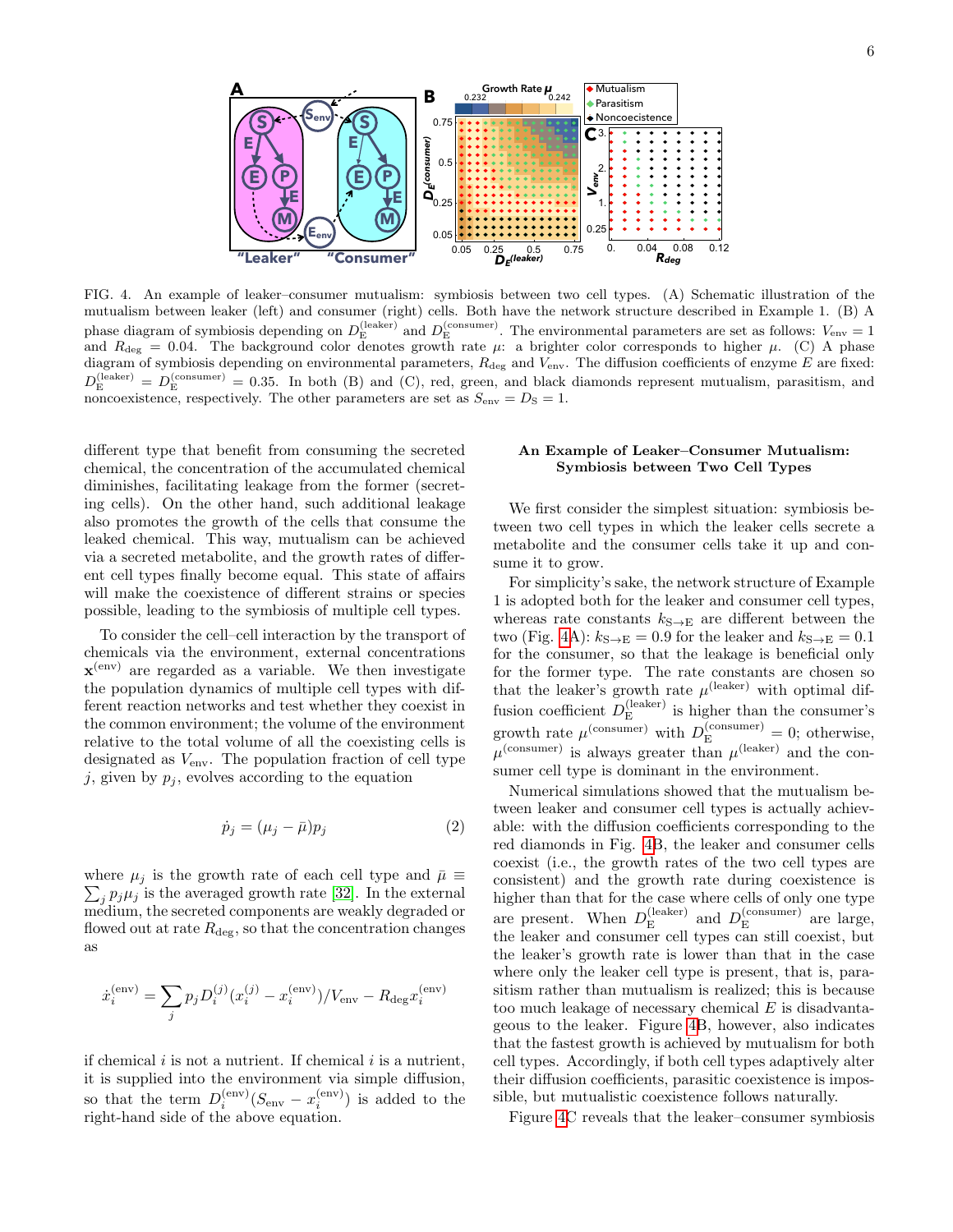FIG. 4. An example of leaker–consumer mutualism: symbiosis between two cell types. (A) Schematic illustration of the mutualism between leaker (left) and consumer (right) cells. Both have the network structure described in Example 1. (B) A phase diagram of symbiosis depending on $D_{\rm E}^{(\rm leaker)}$ and $D_{\rm E}^{(\rm consumer)}$. The environmental parameters are set as follows: $V_{\rm env} = 1$ and $R_{\rm deg} = 0.04$. The background color denotes growth rate $\mu$: a brighter color corresponds to higher $\mu$. (C) A phase diagram of symbiosis depending on environmental parameters, $R_{\rm deg}$ and $V_{\rm env}$. The diffusion coefficients of enzyme $E$ are fixed: $D_{\rm E}^{(\rm leaker)} = D_{\rm E}^{(\rm consumer)} = 0.35$. In both (B) and (C), red, green, and black diamonds represent mutualism, parasitism, and noncoexistence, respectively. The other parameters are set as $S_{\rm env} = D_{\rm S} = 1$.

different type that benefit from consuming the secreted chemical, the concentration of the accumulated chemical diminishes, facilitating leakage from the former (secreting cells). On the other hand, such additional leakage also promotes the growth of the cells that consume the leaked chemical. This way, mutualism can be achieved via a secreted metabolite, and the growth rates of different cell types finally become equal. This state of affairs will make the coexistence of different strains or species possible, leading to the symbiosis of multiple cell types.

To consider the cell–cell interaction by the transport of chemicals via the environment, external concentrations $\mathbf{x}^{(\rm env)}$ are regarded as a variable. We then investigate the population dynamics of multiple cell types with different reaction networks and test whether they coexist in the common environment; the volume of the environment relative to the total volume of all the coexisting cells is designated as $V_{\rm env}$. The population fraction of cell type $j$, given by $p_j$, evolves according to the equation

$$\dot{p}_j = (\mu_j - \bar{\mu})p_j \tag{2}$$

where $\mu_j$ is the growth rate of each cell type and $\bar{\mu} \equiv \sum_j p_j\mu_j$ is the averaged growth rate [32]. In the external medium, the secreted components are weakly degraded or flowed out at rate $R_{\rm deg}$, so that the concentration changes as

$$\dot{x}_i^{(\rm env)} = \sum_j p_j D_i^{(j)}(x_i^{(j)} - x_i^{(\rm env)})/V_{\rm env} - R_{\rm deg}x_i^{(\rm env)}$$

if chemical $i$ is not a nutrient. If chemical $i$ is a nutrient, it is supplied into the environment via simple diffusion, so that the term $D_i^{(\rm env)}(S_{\rm env} - x_i^{(\rm env)})$ is added to the right-hand side of the above equation.

### An Example of Leaker–Consumer Mutualism: Symbiosis between Two Cell Types

We first consider the simplest situation: symbiosis between two cell types in which the leaker cells secrete a metabolite and the consumer cells take it up and consume it to grow.

For simplicity's sake, the network structure of Example 1 is adopted both for the leaker and consumer cell types, whereas rate constants $k_{\rm S\to E}$ are different between the two (Fig. 4A): $k_{\rm S\to E} = 0.9$ for the leaker and $k_{\rm S\to E} = 0.1$ for the consumer, so that the leakage is beneficial only for the former type. The rate constants are chosen so that the leaker's growth rate $\mu^{(\rm leaker)}$ with optimal diffusion coefficient $D_{\rm E}^{(\rm leaker)}$ is higher than the consumer's growth rate $\mu^{(\rm consumer)}$ with $D_{\rm E}^{(\rm consumer)} = 0$; otherwise, $\mu^{(\rm consumer)}$ is always greater than $\mu^{(\rm leaker)}$ and the consumer cell type is dominant in the environment.

Numerical simulations showed that the mutualism between leaker and consumer cell types is actually achievable: with the diffusion coefficients corresponding to the red diamonds in Fig. 4B, the leaker and consumer cells coexist (i.e., the growth rates of the two cell types are consistent) and the growth rate during coexistence is higher than that for the case where cells of only one type are present. When $D_{\rm E}^{(\rm leaker)}$ and $D_{\rm E}^{(\rm consumer)}$ are large, the leaker and consumer cell types can still coexist, but the leaker's growth rate is lower than that in the case where only the leaker cell type is present, that is, parasitism rather than mutualism is realized; this is because too much leakage of necessary chemical $E$ is disadvantageous to the leaker. Figure 4B, however, also indicates that the fastest growth is achieved by mutualism for both cell types. Accordingly, if both cell types adaptively alter their diffusion coefficients, parasitic coexistence is impossible, but mutualistic coexistence follows naturally.

Figure 4C reveals that the leaker–consumer symbiosis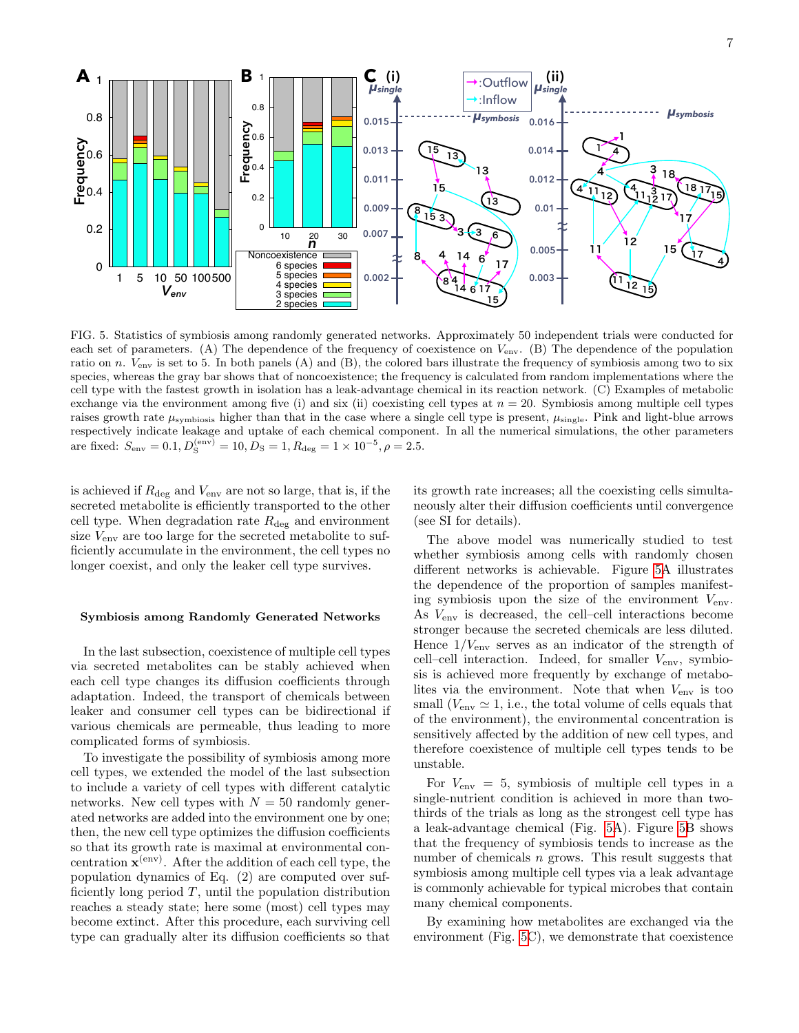FIG. 5. Statistics of symbiosis among randomly generated networks. Approximately 50 independent trials were conducted for each set of parameters. (A) The dependence of the frequency of coexistence on $V_{\rm env}$. (B) The dependence of the population ratio on $n$. $V_{\rm env}$ is set to 5. In both panels (A) and (B), the colored bars illustrate the frequency of symbiosis among two to six species, whereas the gray bar shows that of noncoexistence; the frequency is calculated from random implementations where the cell type with the fastest growth in isolation has a leak-advantage chemical in its reaction network. (C) Examples of metabolic exchange via the environment among five (i) and six (ii) coexisting cell types at $n = 20$. Symbiosis among multiple cell types raises growth rate $\mu_{\rm symbiosis}$ higher than that in the case where a single cell type is present, $\mu_{\rm single}$. Pink and light-blue arrows respectively indicate leakage and uptake of each chemical component. In all the numerical simulations, the other parameters are fixed: $S_{\rm env} = 0.1, D_{\rm S}^{(\rm env)} = 10, D_{\rm S} = 1, R_{\rm deg} = 1 \times 10^{-5}, \rho = 2.5$.

is achieved if $R_{\rm deg}$ and $V_{\rm env}$ are not so large, that is, if the secreted metabolite is efficiently transported to the other cell type. When degradation rate $R_{\rm deg}$ and environment size $V_{\rm env}$ are too large for the secreted metabolite to sufficiently accumulate in the environment, the cell types no longer coexist, and only the leaker cell type survives.

### Symbiosis among Randomly Generated Networks

In the last subsection, coexistence of multiple cell types via secreted metabolites can be stably achieved when each cell type changes its diffusion coefficients through adaptation. Indeed, the transport of chemicals between leaker and consumer cell types can be bidirectional if various chemicals are permeable, thus leading to more complicated forms of symbiosis.

To investigate the possibility of symbiosis among more cell types, we extended the model of the last subsection to include a variety of cell types with different catalytic networks. New cell types with $N = 50$ randomly generated networks are added into the environment one by one; then, the new cell type optimizes the diffusion coefficients so that its growth rate is maximal at environmental concentration $\mathbf{x}^{(\rm env)}$. After the addition of each cell type, the population dynamics of Eq. (2) are computed over sufficiently long period $T$, until the population distribution reaches a steady state; here some (most) cell types may become extinct. After this procedure, each surviving cell type can gradually alter its diffusion coefficients so that its growth rate increases; all the coexisting cells simultaneously alter their diffusion coefficients until convergence (see SI for details).

The above model was numerically studied to test whether symbiosis among cells with randomly chosen different networks is achievable. Figure 5A illustrates the dependence of the proportion of samples manifesting symbiosis upon the size of the environment $V_{\rm env}$. As $V_{\rm env}$ is decreased, the cell–cell interactions become stronger because the secreted chemicals are less diluted. Hence $1/V_{\rm env}$ serves as an indicator of the strength of cell–cell interaction. Indeed, for smaller $V_{\rm env}$, symbiosis is achieved more frequently by exchange of metabolites via the environment. Note that when $V_{\rm env}$ is too small ($V_{\rm env} \simeq 1$, i.e., the total volume of cells equals that of the environment), the environmental concentration is sensitively affected by the addition of new cell types, and therefore coexistence of multiple cell types tends to be unstable.

For $V_{\rm env} = 5$, symbiosis of multiple cell types in a single-nutrient condition is achieved in more than two-thirds of the trials as long as the strongest cell type has a leak-advantage chemical (Fig. 5A). Figure 5B shows that the frequency of symbiosis tends to increase as the number of chemicals $n$ grows. This result suggests that symbiosis among multiple cell types via a leak advantage is commonly achievable for typical microbes that contain many chemical components.

By examining how metabolites are exchanged via the environment (Fig. 5C), we demonstrate that coexistence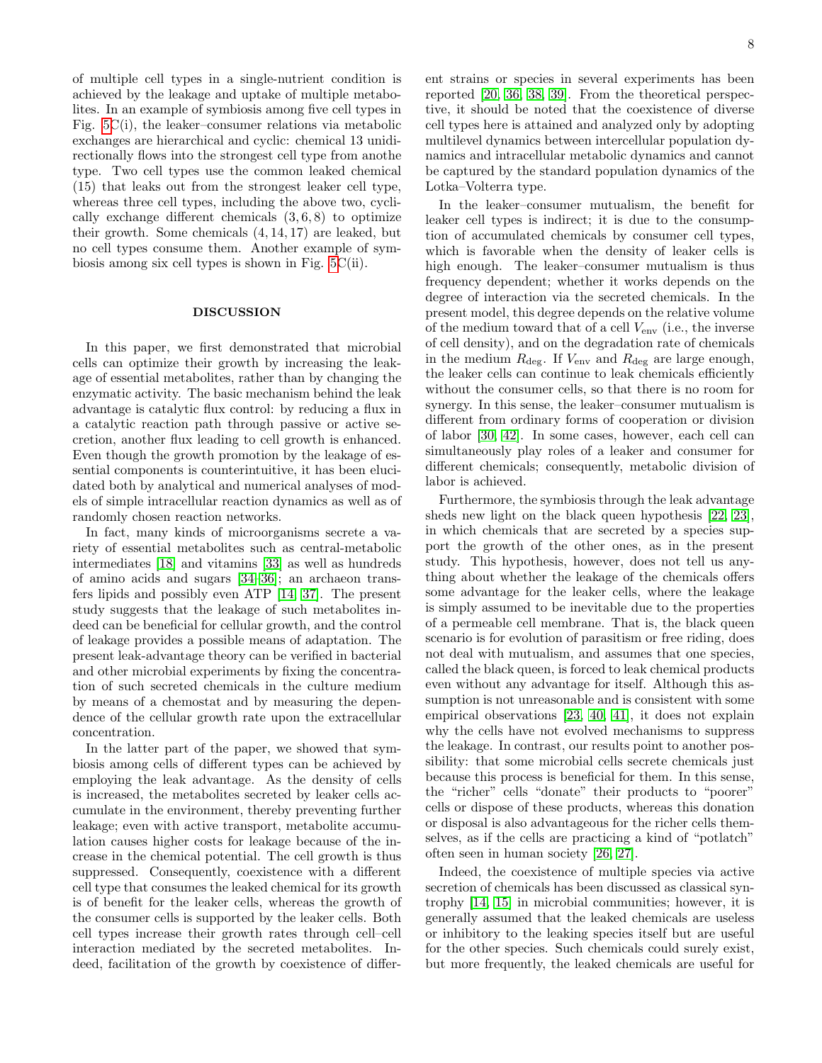of multiple cell types in a single-nutrient condition is achieved by the leakage and uptake of multiple metabolites. In an example of symbiosis among five cell types in Fig. 5C(i), the leaker–consumer relations via metabolic exchanges are hierarchical and cyclic: chemical 13 unidirectionally flows into the strongest cell type from anothe type. Two cell types use the common leaked chemical (15) that leaks out from the strongest leaker cell type, whereas three cell types, including the above two, cyclically exchange different chemicals $(3, 6, 8)$ to optimize their growth. Some chemicals $(4, 14, 17)$ are leaked, but no cell types consume them. Another example of symbiosis among six cell types is shown in Fig. 5C(ii).

## DISCUSSION

In this paper, we first demonstrated that microbial cells can optimize their growth by increasing the leakage of essential metabolites, rather than by changing the enzymatic activity. The basic mechanism behind the leak advantage is catalytic flux control: by reducing a flux in a catalytic reaction path through passive or active secretion, another flux leading to cell growth is enhanced. Even though the growth promotion by the leakage of essential components is counterintuitive, it has been elucidated both by analytical and numerical analyses of models of simple intracellular reaction dynamics as well as of randomly chosen reaction networks.

In fact, many kinds of microorganisms secrete a variety of essential metabolites such as central-metabolic intermediates [18] and vitamins [33] as well as hundreds of amino acids and sugars [34–36]; an archaeon transfers lipids and possibly even ATP [14, 37]. The present study suggests that the leakage of such metabolites indeed can be beneficial for cellular growth, and the control of leakage provides a possible means of adaptation. The present leak-advantage theory can be verified in bacterial and other microbial experiments by fixing the concentration of such secreted chemicals in the culture medium by means of a chemostat and by measuring the dependence of the cellular growth rate upon the extracellular concentration.

In the latter part of the paper, we showed that symbiosis among cells of different types can be achieved by employing the leak advantage. As the density of cells is increased, the metabolites secreted by leaker cells accumulate in the environment, thereby preventing further leakage; even with active transport, metabolite accumulation causes higher costs for leakage because of the increase in the chemical potential. The cell growth is thus suppressed. Consequently, coexistence with a different cell type that consumes the leaked chemical for its growth is of benefit for the leaker cells, whereas the growth of the consumer cells is supported by the leaker cells. Both cell types increase their growth rates through cell–cell interaction mediated by the secreted metabolites. Indeed, facilitation of the growth by coexistence of different strains or species in several experiments has been reported [20, 36, 38, 39]. From the theoretical perspective, it should be noted that the coexistence of diverse cell types here is attained and analyzed only by adopting multilevel dynamics between intercellular population dynamics and intracellular metabolic dynamics and cannot be captured by the standard population dynamics of the Lotka–Volterra type.

In the leaker–consumer mutualism, the benefit for leaker cell types is indirect; it is due to the consumption of accumulated chemicals by consumer cell types, which is favorable when the density of leaker cells is high enough. The leaker–consumer mutualism is thus frequency dependent; whether it works depends on the degree of interaction via the secreted chemicals. In the present model, this degree depends on the relative volume of the medium toward that of a cell $V_{\rm env}$ (i.e., the inverse of cell density), and on the degradation rate of chemicals in the medium $R_{\rm deg}$. If $V_{\rm env}$ and $R_{\rm deg}$ are large enough, the leaker cells can continue to leak chemicals efficiently without the consumer cells, so that there is no room for synergy. In this sense, the leaker–consumer mutualism is different from ordinary forms of cooperation or division of labor [30, 42]. In some cases, however, each cell can simultaneously play roles of a leaker and consumer for different chemicals; consequently, metabolic division of labor is achieved.

Furthermore, the symbiosis through the leak advantage sheds new light on the black queen hypothesis [22, 23], in which chemicals that are secreted by a species support the growth of the other ones, as in the present study. This hypothesis, however, does not tell us anything about whether the leakage of the chemicals offers some advantage for the leaker cells, where the leakage is simply assumed to be inevitable due to the properties of a permeable cell membrane. That is, the black queen scenario is for evolution of parasitism or free riding, does not deal with mutualism, and assumes that one species, called the black queen, is forced to leak chemical products even without any advantage for itself. Although this assumption is not unreasonable and is consistent with some empirical observations [23, 40, 41], it does not explain why the cells have not evolved mechanisms to suppress the leakage. In contrast, our results point to another possibility: that some microbial cells secrete chemicals just because this process is beneficial for them. In this sense, the "richer" cells "donate" their products to "poorer" cells or dispose of these products, whereas this donation or disposal is also advantageous for the richer cells themselves, as if the cells are practicing a kind of "potlatch" often seen in human society [26, 27].

Indeed, the coexistence of multiple species via active secretion of chemicals has been discussed as classical syntrophy [14, 15] in microbial communities; however, it is generally assumed that the leaked chemicals are useless or inhibitory to the leaking species itself but are useful for the other species. Such chemicals could surely exist, but more frequently, the leaked chemicals are useful for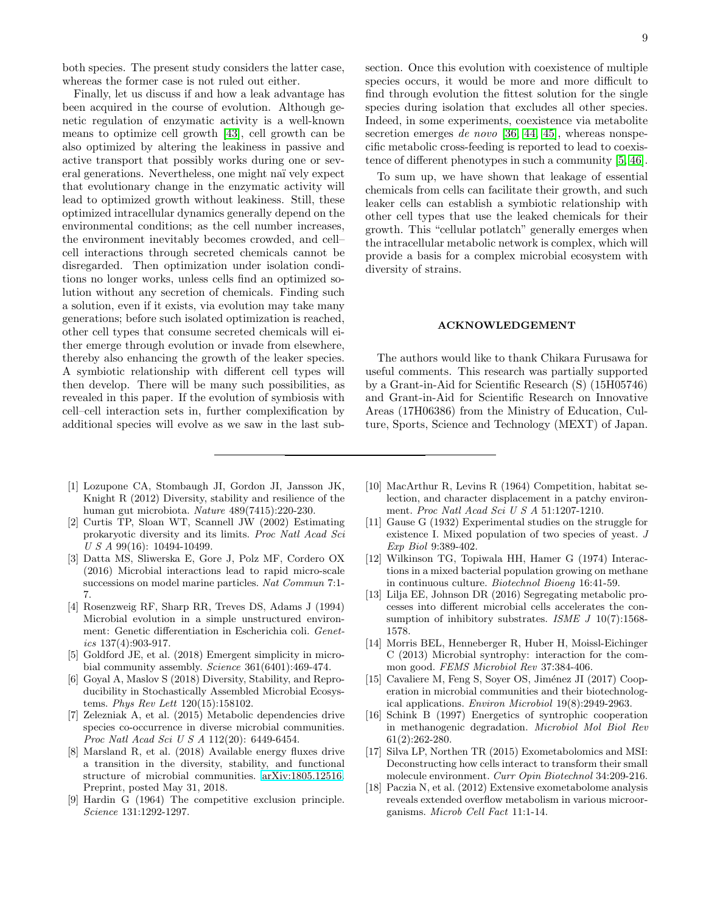both species. The present study considers the latter case, whereas the former case is not ruled out either.

Finally, let us discuss if and how a leak advantage has been acquired in the course of evolution. Although genetic regulation of enzymatic activity is a well-known means to optimize cell growth [43], cell growth can be also optimized by altering the leakiness in passive and active transport that possibly works during one or several generations. Nevertheless, one might naïvely expect that evolutionary change in the enzymatic activity will lead to optimized growth without leakiness. Still, these optimized intracellular dynamics generally depend on the environmental conditions; as the cell number increases, the environment inevitably becomes crowded, and cell–cell interactions through secreted chemicals cannot be disregarded. Then optimization under isolation conditions no longer works, unless cells find an optimized solution without any secretion of chemicals. Finding such a solution, even if it exists, via evolution may take many generations; before such isolated optimization is reached, other cell types that consume secreted chemicals will either emerge through evolution or invade from elsewhere, thereby also enhancing the growth of the leaker species. A symbiotic relationship with different cell types will then develop. There will be many such possibilities, as revealed in this paper. If the evolution of symbiosis with cell–cell interaction sets in, further complexification by additional species will evolve as we saw in the last subsection. Once this evolution with coexistence of multiple species occurs, it would be more and more difficult to find through evolution the fittest solution for the single species during isolation that excludes all other species. Indeed, in some experiments, coexistence via metabolite secretion emerges *de novo* [36, 44, 45], whereas nonspecific metabolic cross-feeding is reported to lead to coexistence of different phenotypes in such a community [5, 46].

To sum up, we have shown that leakage of essential chemicals from cells can facilitate their growth, and such leaker cells can establish a symbiotic relationship with other cell types that use the leaked chemicals for their growth. This "cellular potlatch" generally emerges when the intracellular metabolic network is complex, which will provide a basis for a complex microbial ecosystem with diversity of strains.

## ACKNOWLEDGEMENT

The authors would like to thank Chikara Furusawa for useful comments. This research was partially supported by a Grant-in-Aid for Scientific Research (S) (15H05746) and Grant-in-Aid for Scientific Research on Innovative Areas (17H06386) from the Ministry of Education, Culture, Sports, Science and Technology (MEXT) of Japan.

---

[1] Lozupone CA, Stombaugh JI, Gordon JI, Jansson JK, Knight R (2012) Diversity, stability and resilience of the human gut microbiota. *Nature* 489(7415):220-230.

[2] Curtis TP, Sloan WT, Scannell JW (2002) Estimating prokaryotic diversity and its limits. *Proc Natl Acad Sci U S A* 99(16): 10494-10499.

[3] Datta MS, Sliwerska E, Gore J, Polz MF, Cordero OX (2016) Microbial interactions lead to rapid micro-scale successions on model marine particles. *Nat Commun* 7:1-7.

[4] Rosenzweig RF, Sharp RR, Treves DS, Adams J (1994) Microbial evolution in a simple unstructured environment: Genetic differentiation in Escherichia coli. *Genetics* 137(4):903-917.

[5] Goldford JE, et al. (2018) Emergent simplicity in microbial community assembly. *Science* 361(6401):469-474.

[6] Goyal A, Maslov S (2018) Diversity, Stability, and Reproducibility in Stochastically Assembled Microbial Ecosystems. *Phys Rev Lett* 120(15):158102.

[7] Zelezniak A, et al. (2015) Metabolic dependencies drive species co-occurrence in diverse microbial communities. *Proc Natl Acad Sci U S A* 112(20): 6449-6454.

[8] Marsland R, et al. (2018) Available energy fluxes drive a transition in the diversity, stability, and functional structure of microbial communities. arXiv:1805.12516. Preprint, posted May 31, 2018.

[9] Hardin G (1964) The competitive exclusion principle. *Science* 131:1292-1297.

[10] MacArthur R, Levins R (1964) Competition, habitat selection, and character displacement in a patchy environment. *Proc Natl Acad Sci U S A* 51:1207-1210.

[11] Gause G (1932) Experimental studies on the struggle for existence I. Mixed population of two species of yeast. *J Exp Biol* 9:389-402.

[12] Wilkinson TG, Topiwala HH, Hamer G (1974) Interactions in a mixed bacterial population growing on methane in continuous culture. *Biotechnol Bioeng* 16:41-59.

[13] Lilja EE, Johnson DR (2016) Segregating metabolic processes into different microbial cells accelerates the consumption of inhibitory substrates. *ISME J* 10(7):1568-1578.

[14] Morris BEL, Henneberger R, Huber H, Moissl-Eichinger C (2013) Microbial syntrophy: interaction for the common good. *FEMS Microbiol Rev* 37:384-406.

[15] Cavaliere M, Feng S, Soyer OS, Jiménez JI (2017) Cooperation in microbial communities and their biotechnological applications. *Environ Microbiol* 19(8):2949-2963.

[16] Schink B (1997) Energetics of syntrophic cooperation in methanogenic degradation. *Microbiol Mol Biol Rev* 61(2):262-280.

[17] Silva LP, Northen TR (2015) Exometabolomics and MSI: Deconstructing how cells interact to transform their small molecule environment. *Curr Opin Biotechnol* 34:209-216.

[18] Paczia N, et al. (2012) Extensive exometabolome analysis reveals extended overflow metabolism in various microorganisms. *Microb Cell Fact* 11:1-14.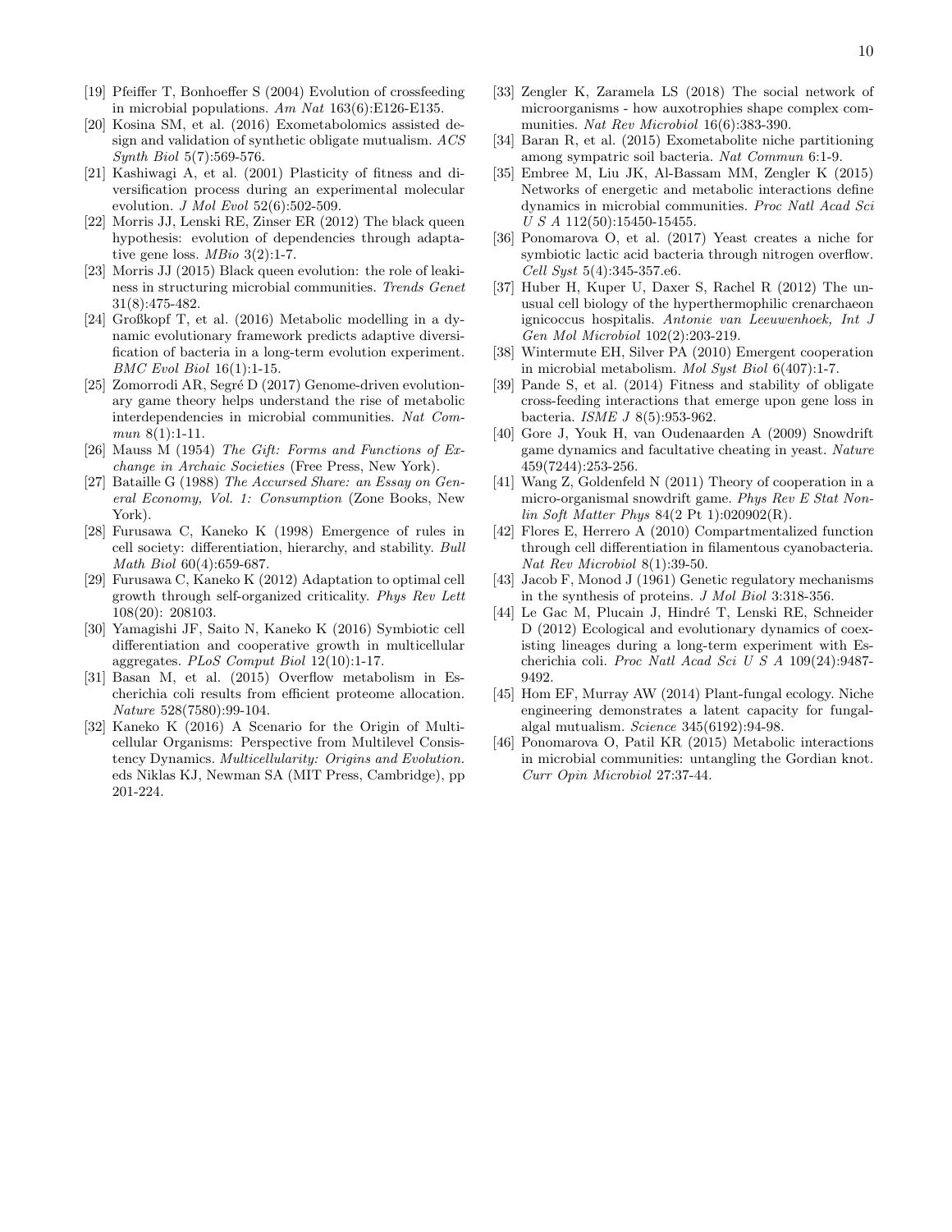[19] Pfeiffer T, Bonhoeffer S (2004) Evolution of crossfeeding in microbial populations. *Am Nat* 163(6):E126-E135.

[20] Kosina SM, et al. (2016) Exometabolomics assisted design and validation of synthetic obligate mutualism. *ACS Synth Biol* 5(7):569-576.

[21] Kashiwagi A, et al. (2001) Plasticity of fitness and diversification process during an experimental molecular evolution. *J Mol Evol* 52(6):502-509.

[22] Morris JJ, Lenski RE, Zinser ER (2012) The black queen hypothesis: evolution of dependencies through adaptative gene loss. *MBio* 3(2):1-7.

[23] Morris JJ (2015) Black queen evolution: the role of leakiness in structuring microbial communities. *Trends Genet* 31(8):475-482.

[24] Großkopf T, et al. (2016) Metabolic modelling in a dynamic evolutionary framework predicts adaptive diversification of bacteria in a long-term evolution experiment. *BMC Evol Biol* 16(1):1-15.

[25] Zomorrodi AR, Segré D (2017) Genome-driven evolutionary game theory helps understand the rise of metabolic interdependencies in microbial communities. *Nat Commun* 8(1):1-11.

[26] Mauss M (1954) *The Gift: Forms and Functions of Exchange in Archaic Societies* (Free Press, New York).

[27] Bataille G (1988) *The Accursed Share: an Essay on General Economy, Vol. 1: Consumption* (Zone Books, New York).

[28] Furusawa C, Kaneko K (1998) Emergence of rules in cell society: differentiation, hierarchy, and stability. *Bull Math Biol* 60(4):659-687.

[29] Furusawa C, Kaneko K (2012) Adaptation to optimal cell growth through self-organized criticality. *Phys Rev Lett* 108(20): 208103.

[30] Yamagishi JF, Saito N, Kaneko K (2016) Symbiotic cell differentiation and cooperative growth in multicellular aggregates. *PLoS Comput Biol* 12(10):1-17.

[31] Basan M, et al. (2015) Overflow metabolism in Escherichia coli results from efficient proteome allocation. *Nature* 528(7580):99-104.

[32] Kaneko K (2016) A Scenario for the Origin of Multicellular Organisms: Perspective from Multilevel Consistency Dynamics. *Multicellularity: Origins and Evolution.* eds Niklas KJ, Newman SA (MIT Press, Cambridge), pp 201-224.

[33] Zengler K, Zaramela LS (2018) The social network of microorganisms - how auxotrophies shape complex communities. *Nat Rev Microbiol* 16(6):383-390.

[34] Baran R, et al. (2015) Exometabolite niche partitioning among sympatric soil bacteria. *Nat Commun* 6:1-9.

[35] Embree M, Liu JK, Al-Bassam MM, Zengler K (2015) Networks of energetic and metabolic interactions define dynamics in microbial communities. *Proc Natl Acad Sci U S A* 112(50):15450-15455.

[36] Ponomarova O, et al. (2017) Yeast creates a niche for symbiotic lactic acid bacteria through nitrogen overflow. *Cell Syst* 5(4):345-357.e6.

[37] Huber H, Kuper U, Daxer S, Rachel R (2012) The unusual cell biology of the hyperthermophilic crenarchaeon ignicoccus hospitalis. *Antonie van Leeuwenhoek, Int J Gen Mol Microbiol* 102(2):203-219.

[38] Wintermute EH, Silver PA (2010) Emergent cooperation in microbial metabolism. *Mol Syst Biol* 6(407):1-7.

[39] Pande S, et al. (2014) Fitness and stability of obligate cross-feeding interactions that emerge upon gene loss in bacteria. *ISME J* 8(5):953-962.

[40] Gore J, Youk H, van Oudenaarden A (2009) Snowdrift game dynamics and facultative cheating in yeast. *Nature* 459(7244):253-256.

[41] Wang Z, Goldenfeld N (2011) Theory of cooperation in a micro-organismal snowdrift game. *Phys Rev E Stat Nonlin Soft Matter Phys* 84(2 Pt 1):020902(R).

[42] Flores E, Herrero A (2010) Compartmentalized function through cell differentiation in filamentous cyanobacteria. *Nat Rev Microbiol* 8(1):39-50.

[43] Jacob F, Monod J (1961) Genetic regulatory mechanisms in the synthesis of proteins. *J Mol Biol* 3:318-356.

[44] Le Gac M, Plucain J, Hindré T, Lenski RE, Schneider D (2012) Ecological and evolutionary dynamics of coexisting lineages during a long-term experiment with Escherichia coli. *Proc Natl Acad Sci U S A* 109(24):9487-9492.

[45] Hom EF, Murray AW (2014) Plant-fungal ecology. Niche engineering demonstrates a latent capacity for fungal-algal mutualism. *Science* 345(6192):94-98.

[46] Ponomarova O, Patil KR (2015) Metabolic interactions in microbial communities: untangling the Gordian knot. *Curr Opin Microbiol* 27:37-44.